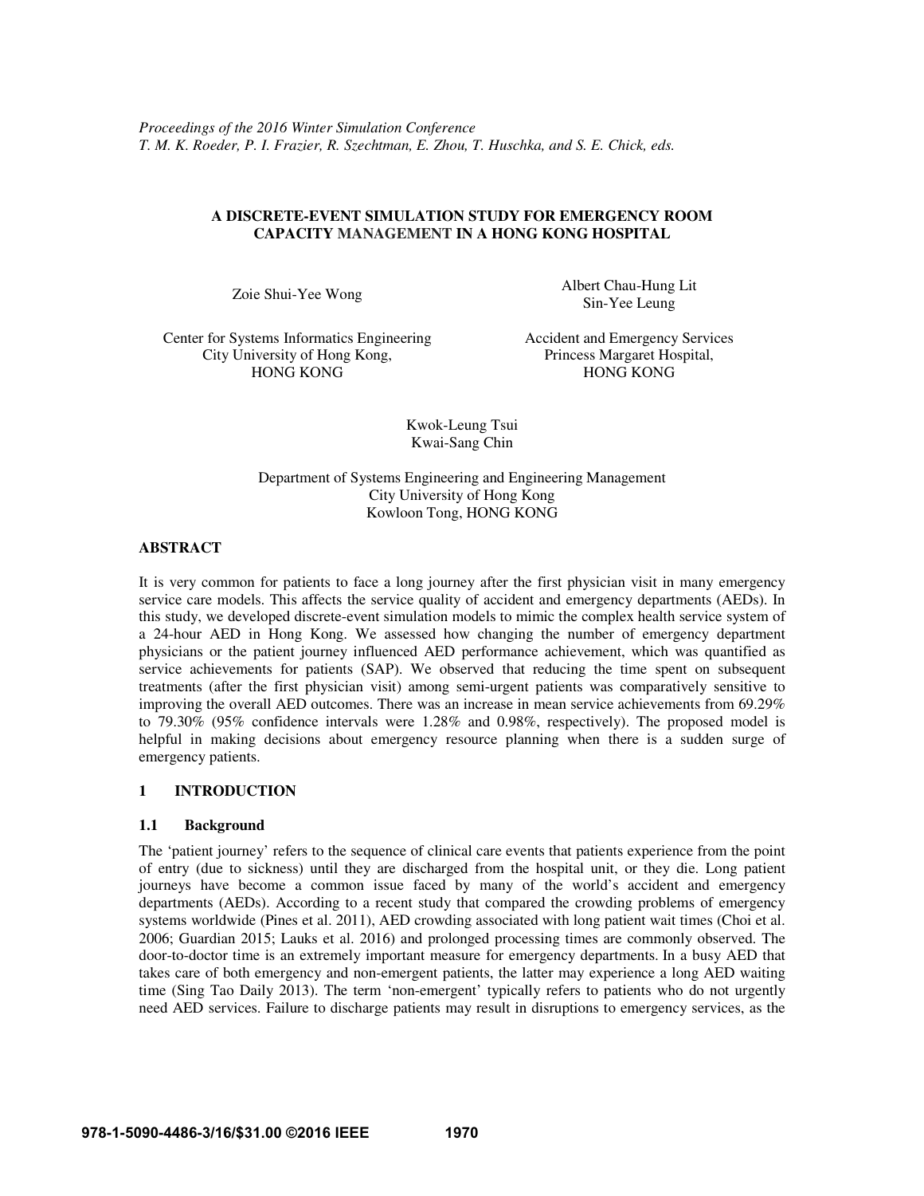*Proceedings of the 2016 Winter Simulation Conference*
*T. M. K. Roeder, P. I. Frazier, R. Szechtman, E. Zhou, T. Huschka, and S. E. Chick, eds.*

# A DISCRETE-EVENT SIMULATION STUDY FOR EMERGENCY ROOM CAPACITY MANAGEMENT IN A HONG KONG HOSPITAL

Zoie Shui-Yee Wong

Center for Systems Informatics Engineering
City University of Hong Kong,
HONG KONG

Albert Chau-Hung Lit
Sin-Yee Leung

Accident and Emergency Services
Princess Margaret Hospital,
HONG KONG

Kwok-Leung Tsui
Kwai-Sang Chin

Department of Systems Engineering and Engineering Management
City University of Hong Kong
Kowloon Tong, HONG KONG

## ABSTRACT

It is very common for patients to face a long journey after the first physician visit in many emergency service care models. This affects the service quality of accident and emergency departments (AEDs). In this study, we developed discrete-event simulation models to mimic the complex health service system of a 24-hour AED in Hong Kong. We assessed how changing the number of emergency department physicians or the patient journey influenced AED performance achievement, which was quantified as service achievements for patients (SAP). We observed that reducing the time spent on subsequent treatments (after the first physician visit) among semi-urgent patients was comparatively sensitive to improving the overall AED outcomes. There was an increase in mean service achievements from 69.29% to 79.30% (95% confidence intervals were 1.28% and 0.98%, respectively). The proposed model is helpful in making decisions about emergency resource planning when there is a sudden surge of emergency patients.

## 1 INTRODUCTION

### 1.1 Background

The 'patient journey' refers to the sequence of clinical care events that patients experience from the point of entry (due to sickness) until they are discharged from the hospital unit, or they die. Long patient journeys have become a common issue faced by many of the world's accident and emergency departments (AEDs). According to a recent study that compared the crowding problems of emergency systems worldwide (Pines et al. 2011), AED crowding associated with long patient wait times (Choi et al. 2006; Guardian 2015; Lauks et al. 2016) and prolonged processing times are commonly observed. The door-to-doctor time is an extremely important measure for emergency departments. In a busy AED that takes care of both emergency and non-emergent patients, the latter may experience a long AED waiting time (Sing Tao Daily 2013). The term 'non-emergent' typically refers to patients who do not urgently need AED services. Failure to discharge patients may result in disruptions to emergency services, as the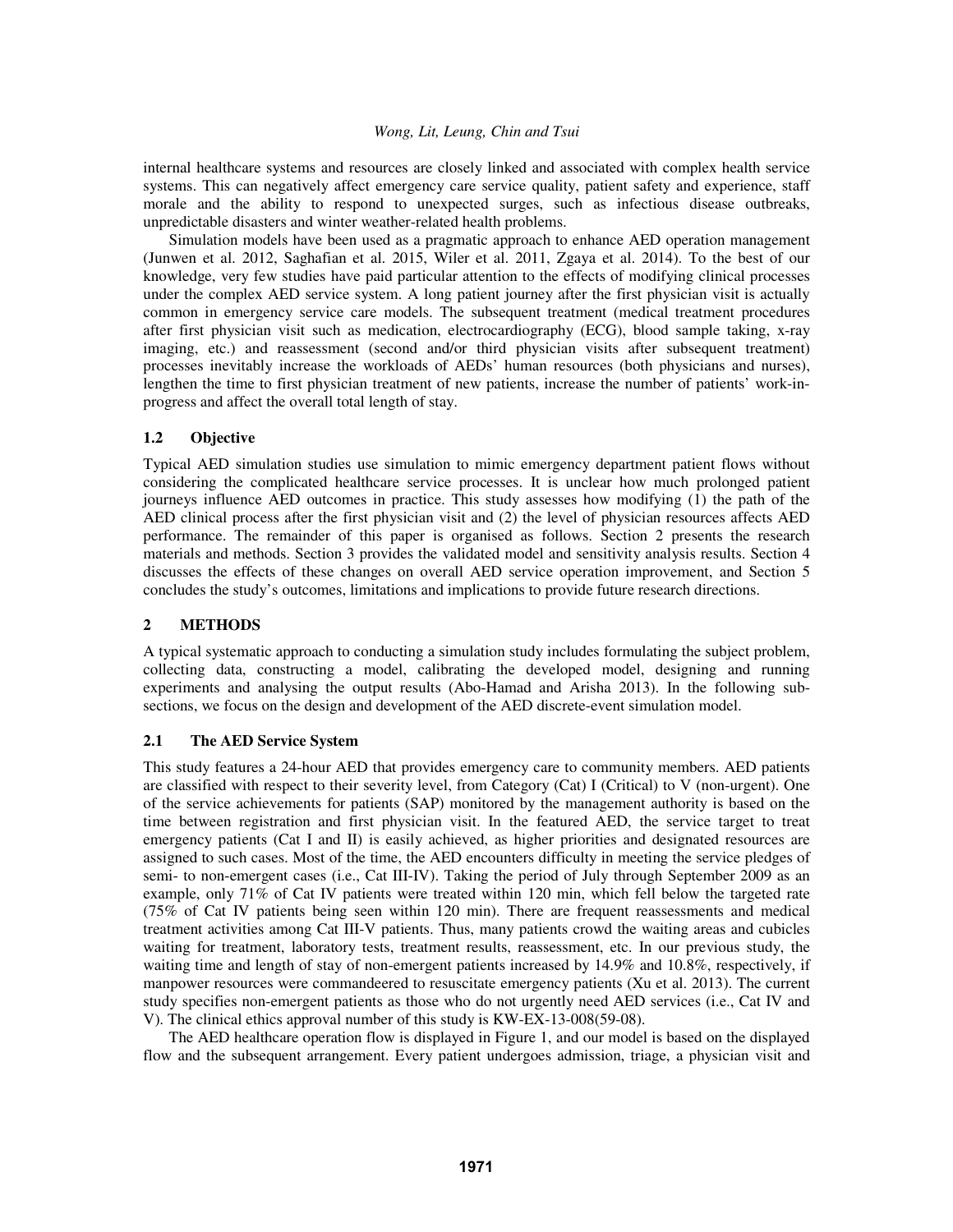internal healthcare systems and resources are closely linked and associated with complex health service systems. This can negatively affect emergency care service quality, patient safety and experience, staff morale and the ability to respond to unexpected surges, such as infectious disease outbreaks, unpredictable disasters and winter weather-related health problems.

Simulation models have been used as a pragmatic approach to enhance AED operation management (Junwen et al. 2012, Saghafian et al. 2015, Wiler et al. 2011, Zgaya et al. 2014). To the best of our knowledge, very few studies have paid particular attention to the effects of modifying clinical processes under the complex AED service system. A long patient journey after the first physician visit is actually common in emergency service care models. The subsequent treatment (medical treatment procedures after first physician visit such as medication, electrocardiography (ECG), blood sample taking, x-ray imaging, etc.) and reassessment (second and/or third physician visits after subsequent treatment) processes inevitably increase the workloads of AEDs' human resources (both physicians and nurses), lengthen the time to first physician treatment of new patients, increase the number of patients' work-in-progress and affect the overall total length of stay.

### 1.2 Objective

Typical AED simulation studies use simulation to mimic emergency department patient flows without considering the complicated healthcare service processes. It is unclear how much prolonged patient journeys influence AED outcomes in practice. This study assesses how modifying (1) the path of the AED clinical process after the first physician visit and (2) the level of physician resources affects AED performance. The remainder of this paper is organised as follows. Section 2 presents the research materials and methods. Section 3 provides the validated model and sensitivity analysis results. Section 4 discusses the effects of these changes on overall AED service operation improvement, and Section 5 concludes the study's outcomes, limitations and implications to provide future research directions.

## 2 METHODS

A typical systematic approach to conducting a simulation study includes formulating the subject problem, collecting data, constructing a model, calibrating the developed model, designing and running experiments and analysing the output results (Abo-Hamad and Arisha 2013). In the following sub-sections, we focus on the design and development of the AED discrete-event simulation model.

### 2.1 The AED Service System

This study features a 24-hour AED that provides emergency care to community members. AED patients are classified with respect to their severity level, from Category (Cat) I (Critical) to V (non-urgent). One of the service achievements for patients (SAP) monitored by the management authority is based on the time between registration and first physician visit. In the featured AED, the service target to treat emergency patients (Cat I and II) is easily achieved, as higher priorities and designated resources are assigned to such cases. Most of the time, the AED encounters difficulty in meeting the service pledges of semi- to non-emergent cases (i.e., Cat III-IV). Taking the period of July through September 2009 as an example, only 71% of Cat IV patients were treated within 120 min, which fell below the targeted rate (75% of Cat IV patients being seen within 120 min). There are frequent reassessments and medical treatment activities among Cat III-V patients. Thus, many patients crowd the waiting areas and cubicles waiting for treatment, laboratory tests, treatment results, reassessment, etc. In our previous study, the waiting time and length of stay of non-emergent patients increased by 14.9% and 10.8%, respectively, if manpower resources were commandeered to resuscitate emergency patients (Xu et al. 2013). The current study specifies non-emergent patients as those who do not urgently need AED services (i.e., Cat IV and V). The clinical ethics approval number of this study is KW-EX-13-008(59-08).

The AED healthcare operation flow is displayed in Figure 1, and our model is based on the displayed flow and the subsequent arrangement. Every patient undergoes admission, triage, a physician visit and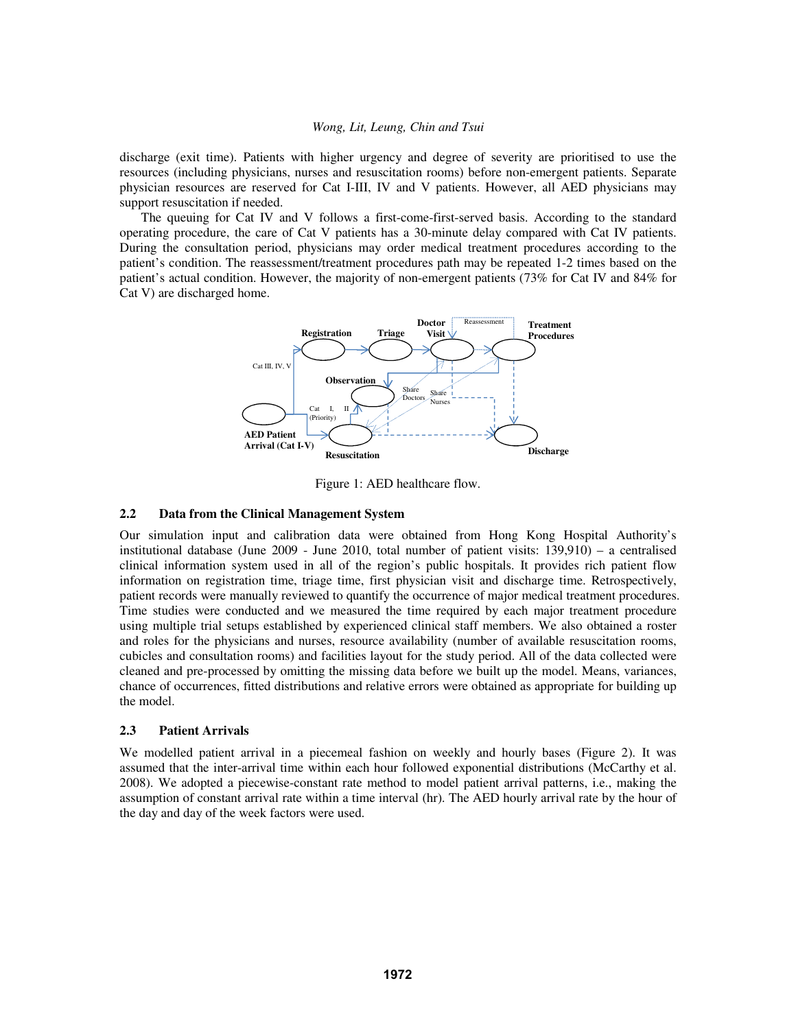discharge (exit time). Patients with higher urgency and degree of severity are prioritised to use the resources (including physicians, nurses and resuscitation rooms) before non-emergent patients. Separate physician resources are reserved for Cat I-III, IV and V patients. However, all AED physicians may support resuscitation if needed.

The queuing for Cat IV and V follows a first-come-first-served basis. According to the standard operating procedure, the care of Cat V patients has a 30-minute delay compared with Cat IV patients. During the consultation period, physicians may order medical treatment procedures according to the patient's condition. The reassessment/treatment procedures path may be repeated 1-2 times based on the patient's actual condition. However, the majority of non-emergent patients (73% for Cat IV and 84% for Cat V) are discharged home.

Figure 1: AED healthcare flow.

### 2.2 Data from the Clinical Management System

Our simulation input and calibration data were obtained from Hong Kong Hospital Authority's institutional database (June 2009 - June 2010, total number of patient visits: 139,910) – a centralised clinical information system used in all of the region's public hospitals. It provides rich patient flow information on registration time, triage time, first physician visit and discharge time. Retrospectively, patient records were manually reviewed to quantify the occurrence of major medical treatment procedures. Time studies were conducted and we measured the time required by each major treatment procedure using multiple trial setups established by experienced clinical staff members. We also obtained a roster and roles for the physicians and nurses, resource availability (number of available resuscitation rooms, cubicles and consultation rooms) and facilities layout for the study period. All of the data collected were cleaned and pre-processed by omitting the missing data before we built up the model. Means, variances, chance of occurrences, fitted distributions and relative errors were obtained as appropriate for building up the model.

### 2.3 Patient Arrivals

We modelled patient arrival in a piecemeal fashion on weekly and hourly bases (Figure 2). It was assumed that the inter-arrival time within each hour followed exponential distributions (McCarthy et al. 2008). We adopted a piecewise-constant rate method to model patient arrival patterns, i.e., making the assumption of constant arrival rate within a time interval (hr). The AED hourly arrival rate by the hour of the day and day of the week factors were used.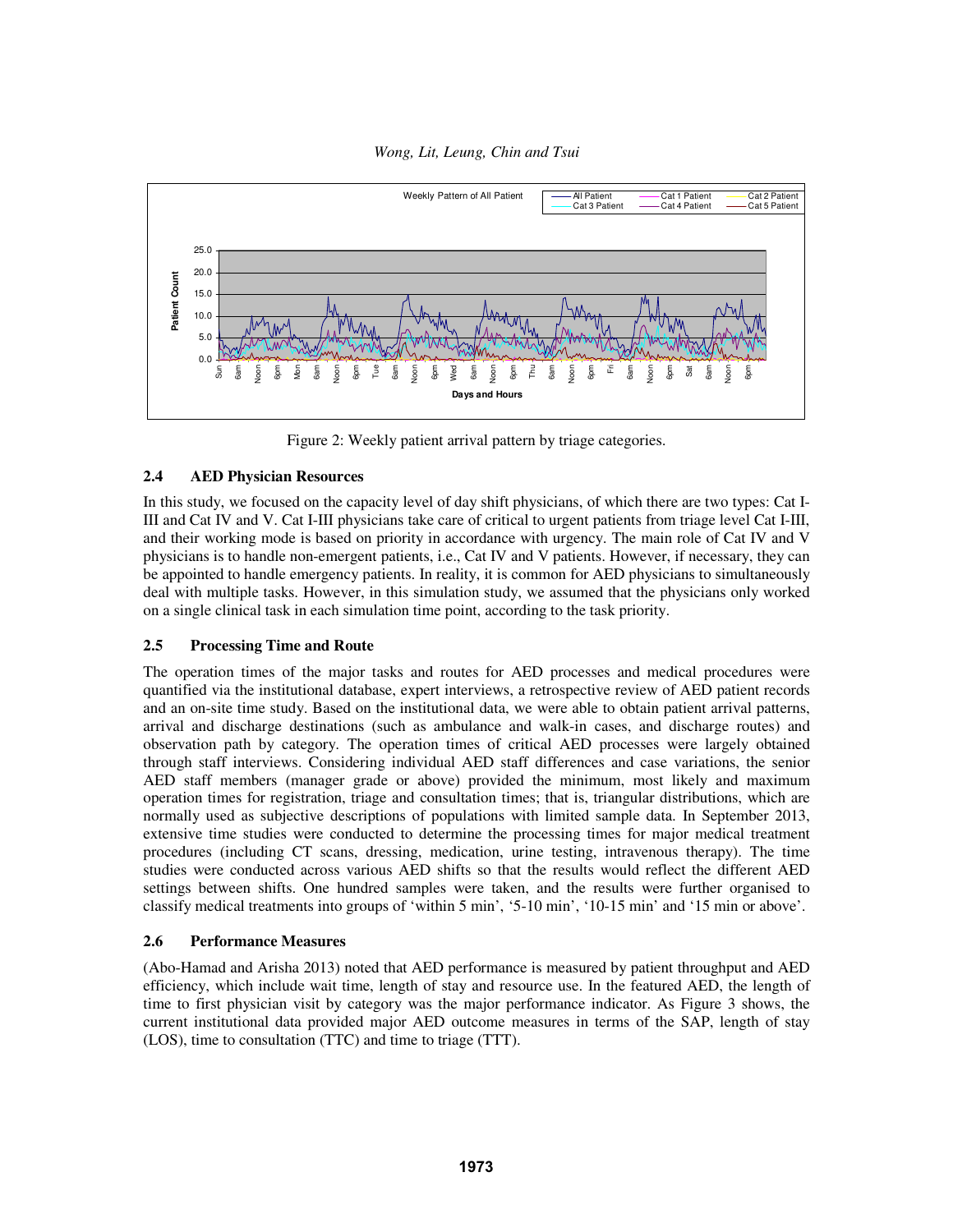Weekly Pattern of All Patient

All Patient
Cat 1 Patient
Cat 2 Patient
Cat 3 Patient
Cat 4 Patient
Cat 5 Patient

Patient Count

25.0
20.0
15.0
10.0
5.0
0.0

Sun 6am Noon 6pm Mon 6am Noon 6pm Tue 6am Noon 6pm Wed 6am Noon 6pm Thu 6am Noon 6pm Fri 6am Noon 6pm Sat 6am Noon 6pm

Days and Hours

Figure 2: Weekly patient arrival pattern by triage categories.

### 2.4 AED Physician Resources

In this study, we focused on the capacity level of day shift physicians, of which there are two types: Cat I-III and Cat IV and V. Cat I-III physicians take care of critical to urgent patients from triage level Cat I-III, and their working mode is based on priority in accordance with urgency. The main role of Cat IV and V physicians is to handle non-emergent patients, i.e., Cat IV and V patients. However, if necessary, they can be appointed to handle emergency patients. In reality, it is common for AED physicians to simultaneously deal with multiple tasks. However, in this simulation study, we assumed that the physicians only worked on a single clinical task in each simulation time point, according to the task priority.

### 2.5 Processing Time and Route

The operation times of the major tasks and routes for AED processes and medical procedures were quantified via the institutional database, expert interviews, a retrospective review of AED patient records and an on-site time study. Based on the institutional data, we were able to obtain patient arrival patterns, arrival and discharge destinations (such as ambulance and walk-in cases, and discharge routes) and observation path by category. The operation times of critical AED processes were largely obtained through staff interviews. Considering individual AED staff differences and case variations, the senior AED staff members (manager grade or above) provided the minimum, most likely and maximum operation times for registration, triage and consultation times; that is, triangular distributions, which are normally used as subjective descriptions of populations with limited sample data. In September 2013, extensive time studies were conducted to determine the processing times for major medical treatment procedures (including CT scans, dressing, medication, urine testing, intravenous therapy). The time studies were conducted across various AED shifts so that the results would reflect the different AED settings between shifts. One hundred samples were taken, and the results were further organised to classify medical treatments into groups of 'within 5 min', '5-10 min', '10-15 min' and '15 min or above'.

### 2.6 Performance Measures

(Abo-Hamad and Arisha 2013) noted that AED performance is measured by patient throughput and AED efficiency, which include wait time, length of stay and resource use. In the featured AED, the length of time to first physician visit by category was the major performance indicator. As Figure 3 shows, the current institutional data provided major AED outcome measures in terms of the SAP, length of stay (LOS), time to consultation (TTC) and time to triage (TTT).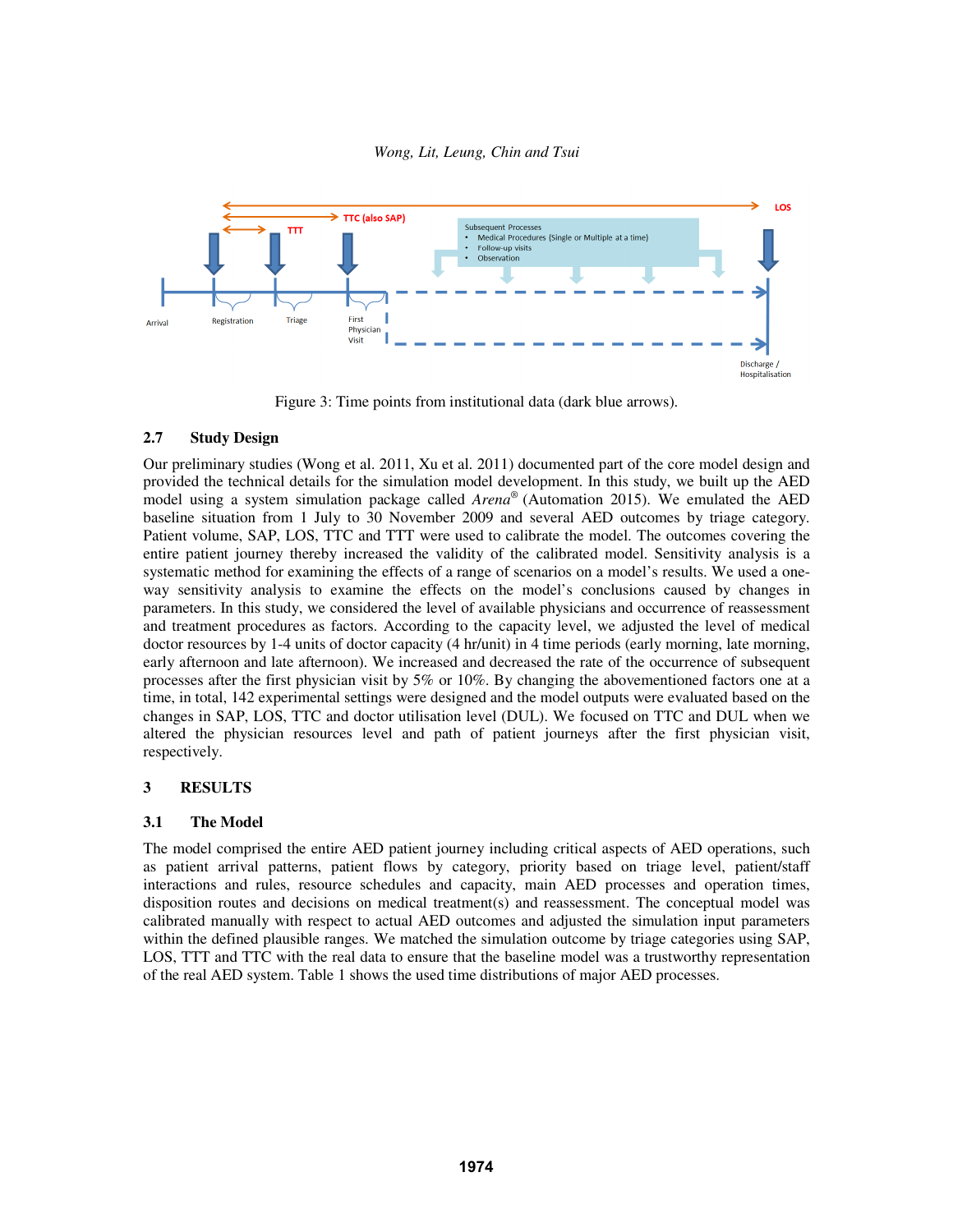Figure 3: Time points from institutional data (dark blue arrows).

### 2.7 Study Design

Our preliminary studies (Wong et al. 2011, Xu et al. 2011) documented part of the core model design and provided the technical details for the simulation model development. In this study, we built up the AED model using a system simulation package called *Arena*® (Automation 2015). We emulated the AED baseline situation from 1 July to 30 November 2009 and several AED outcomes by triage category. Patient volume, SAP, LOS, TTC and TTT were used to calibrate the model. The outcomes covering the entire patient journey thereby increased the validity of the calibrated model. Sensitivity analysis is a systematic method for examining the effects of a range of scenarios on a model's results. We used a one-way sensitivity analysis to examine the effects on the model's conclusions caused by changes in parameters. In this study, we considered the level of available physicians and occurrence of reassessment and treatment procedures as factors. According to the capacity level, we adjusted the level of medical doctor resources by 1-4 units of doctor capacity (4 hr/unit) in 4 time periods (early morning, late morning, early afternoon and late afternoon). We increased and decreased the rate of the occurrence of subsequent processes after the first physician visit by 5% or 10%. By changing the abovementioned factors one at a time, in total, 142 experimental settings were designed and the model outputs were evaluated based on the changes in SAP, LOS, TTC and doctor utilisation level (DUL). We focused on TTC and DUL when we altered the physician resources level and path of patient journeys after the first physician visit, respectively.

## 3 RESULTS

### 3.1 The Model

The model comprised the entire AED patient journey including critical aspects of AED operations, such as patient arrival patterns, patient flows by category, priority based on triage level, patient/staff interactions and rules, resource schedules and capacity, main AED processes and operation times, disposition routes and decisions on medical treatment(s) and reassessment. The conceptual model was calibrated manually with respect to actual AED outcomes and adjusted the simulation input parameters within the defined plausible ranges. We matched the simulation outcome by triage categories using SAP, LOS, TTT and TTC with the real data to ensure that the baseline model was a trustworthy representation of the real AED system. Table 1 shows the used time distributions of major AED processes.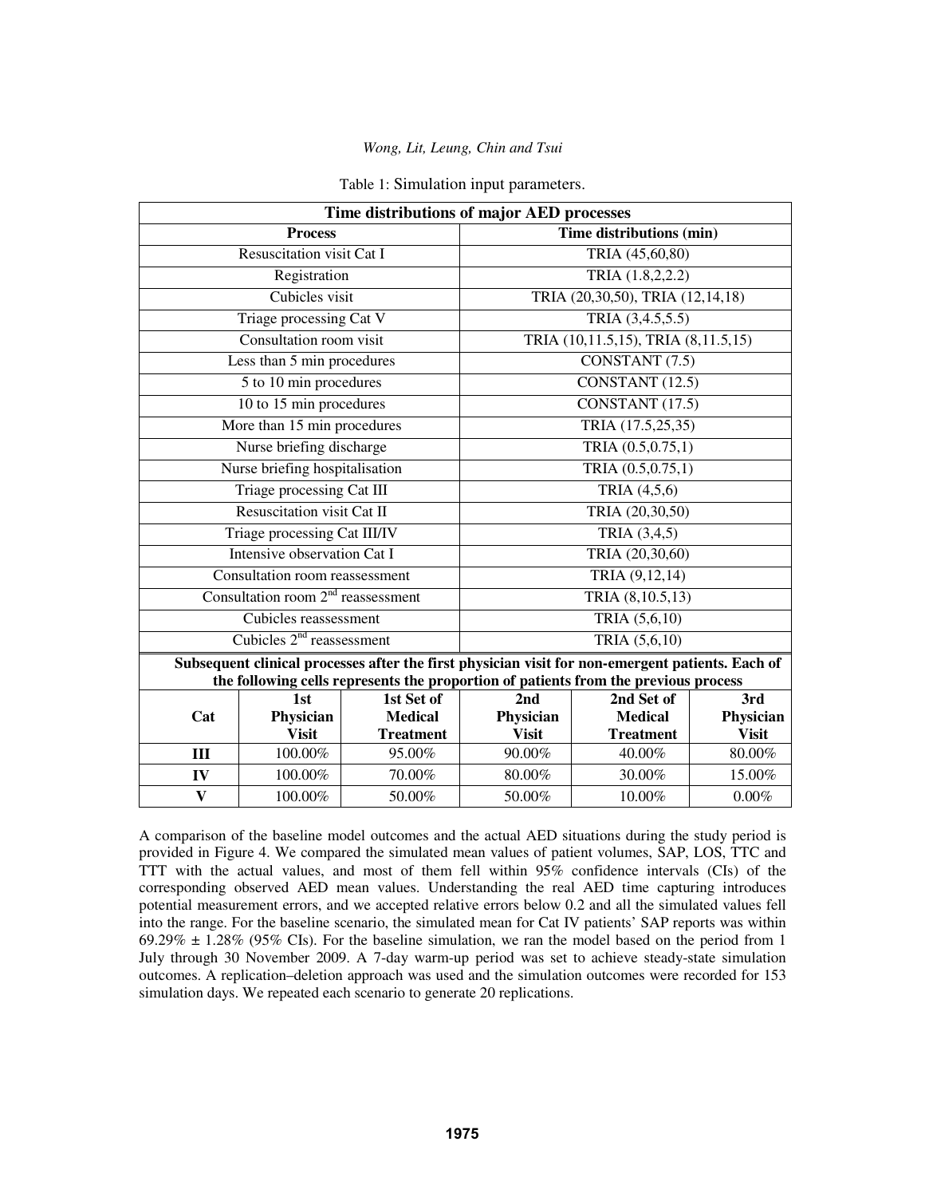Table 1: Simulation input parameters.

| Time distributions of major AED processes | |
|---|---|
| **Process** | **Time distributions (min)** |
| Resuscitation visit Cat I | TRIA (45,60,80) |
| Registration | TRIA (1.8,2,2.2) |
| Cubicles visit | TRIA (20,30,50), TRIA (12,14,18) |
| Triage processing Cat V | TRIA (3,4.5,5.5) |
| Consultation room visit | TRIA (10,11.5,15), TRIA (8,11.5,15) |
| Less than 5 min procedures | CONSTANT (7.5) |
| 5 to 10 min procedures | CONSTANT (12.5) |
| 10 to 15 min procedures | CONSTANT (17.5) |
| More than 15 min procedures | TRIA (17.5,25,35) |
| Nurse briefing discharge | TRIA (0.5,0.75,1) |
| Nurse briefing hospitalisation | TRIA (0.5,0.75,1) |
| Triage processing Cat III | TRIA (4,5,6) |
| Resuscitation visit Cat II | TRIA (20,30,50) |
| Triage processing Cat III/IV | TRIA (3,4,5) |
| Intensive observation Cat I | TRIA (20,30,60) |
| Consultation room reassessment | TRIA (9,12,14) |
| Consultation room 2nd reassessment | TRIA (8,10.5,13) |
| Cubicles reassessment | TRIA (5,6,10) |
| Cubicles 2nd reassessment | TRIA (5,6,10) |

| Subsequent clinical processes after the first physician visit for non-emergent patients. Each of the following cells represents the proportion of patients from the previous process | | | | | |
|---|---|---|---|---|---|
| **Cat** | **1st Physician Visit** | **1st Set of Medical Treatment** | **2nd Physician Visit** | **2nd Set of Medical Treatment** | **3rd Physician Visit** |
| **III** | 100.00% | 95.00% | 90.00% | 40.00% | 80.00% |
| **IV** | 100.00% | 70.00% | 80.00% | 30.00% | 15.00% |
| **V** | 100.00% | 50.00% | 50.00% | 10.00% | 0.00% |

A comparison of the baseline model outcomes and the actual AED situations during the study period is provided in Figure 4. We compared the simulated mean values of patient volumes, SAP, LOS, TTC and TTT with the actual values, and most of them fell within 95% confidence intervals (CIs) of the corresponding observed AED mean values. Understanding the real AED time capturing introduces potential measurement errors, and we accepted relative errors below 0.2 and all the simulated values fell into the range. For the baseline scenario, the simulated mean for Cat IV patients' SAP reports was within 69.29% ± 1.28% (95% CIs). For the baseline simulation, we ran the model based on the period from 1 July through 30 November 2009. A 7-day warm-up period was set to achieve steady-state simulation outcomes. A replication–deletion approach was used and the simulation outcomes were recorded for 153 simulation days. We repeated each scenario to generate 20 replications.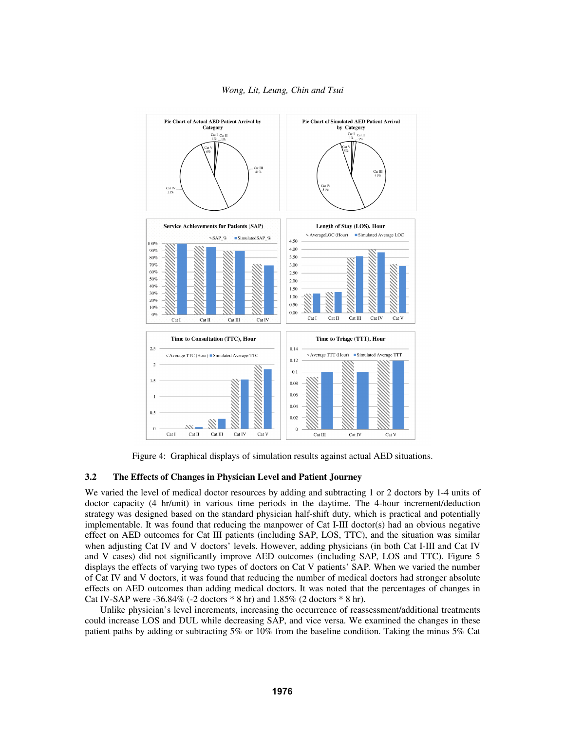Figure 4: Graphical displays of simulation results against actual AED situations.

### 3.2 The Effects of Changes in Physician Level and Patient Journey

We varied the level of medical doctor resources by adding and subtracting 1 or 2 doctors by 1-4 units of doctor capacity (4 hr/unit) in various time periods in the daytime. The 4-hour increment/deduction strategy was designed based on the standard physician half-shift duty, which is practical and potentially implementable. It was found that reducing the manpower of Cat I-III doctor(s) had an obvious negative effect on AED outcomes for Cat III patients (including SAP, LOS, TTC), and the situation was similar when adjusting Cat IV and V doctors' levels. However, adding physicians (in both Cat I-III and Cat IV and V cases) did not significantly improve AED outcomes (including SAP, LOS and TTC). Figure 5 displays the effects of varying two types of doctors on Cat V patients' SAP. When we varied the number of Cat IV and V doctors, it was found that reducing the number of medical doctors had stronger absolute effects on AED outcomes than adding medical doctors. It was noted that the percentages of changes in Cat IV-SAP were -36.84% (-2 doctors * 8 hr) and 1.85% (2 doctors * 8 hr).

Unlike physician's level increments, increasing the occurrence of reassessment/additional treatments could increase LOS and DUL while decreasing SAP, and vice versa. We examined the changes in these patient paths by adding or subtracting 5% or 10% from the baseline condition. Taking the minus 5% Cat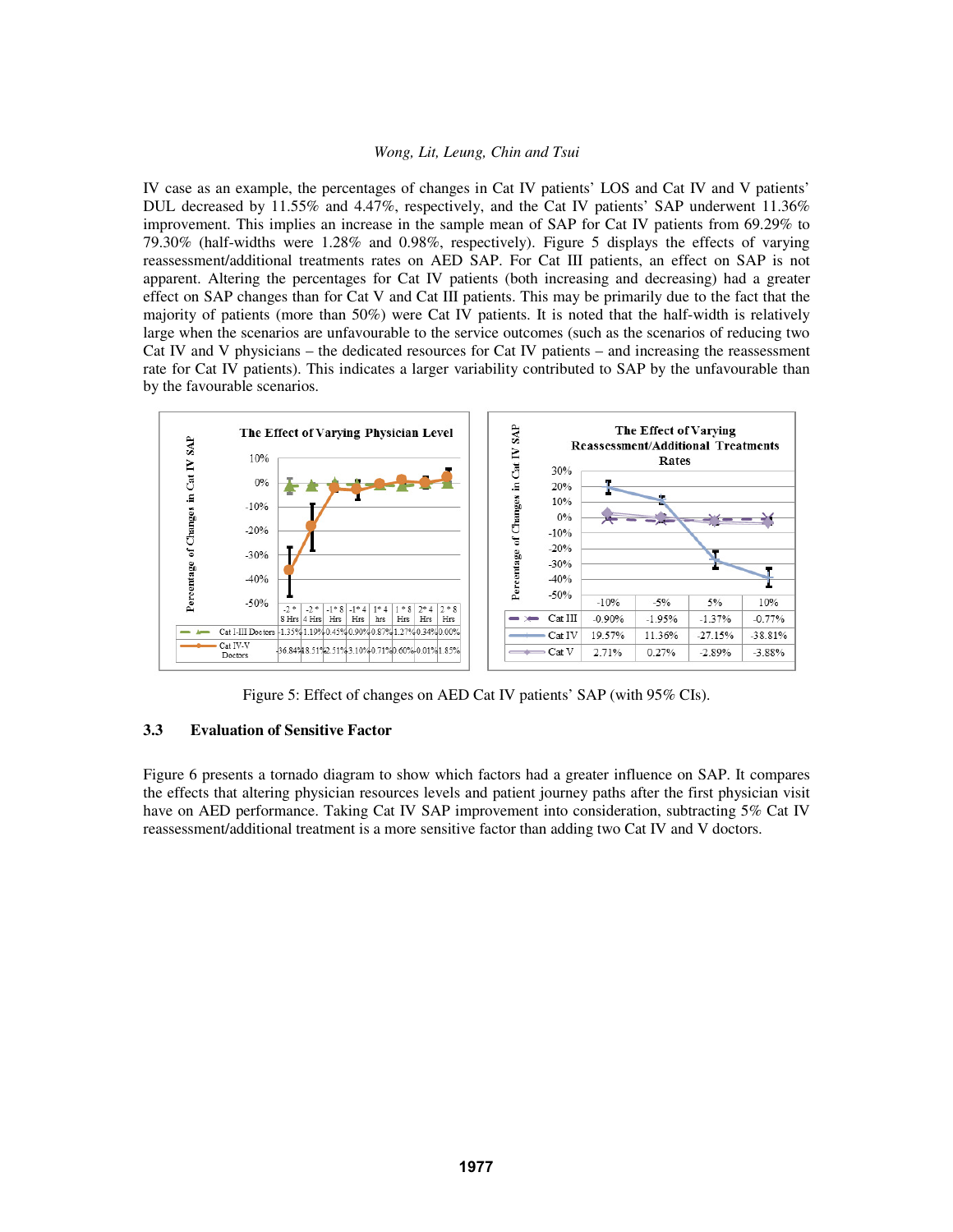IV case as an example, the percentages of changes in Cat IV patients' LOS and Cat IV and V patients' DUL decreased by 11.55% and 4.47%, respectively, and the Cat IV patients' SAP underwent 11.36% improvement. This implies an increase in the sample mean of SAP for Cat IV patients from 69.29% to 79.30% (half-widths were 1.28% and 0.98%, respectively). Figure 5 displays the effects of varying reassessment/additional treatments rates on AED SAP. For Cat III patients, an effect on SAP is not apparent. Altering the percentages for Cat IV patients (both increasing and decreasing) had a greater effect on SAP changes than for Cat V and Cat III patients. This may be primarily due to the fact that the majority of patients (more than 50%) were Cat IV patients. It is noted that the half-width is relatively large when the scenarios are unfavourable to the service outcomes (such as the scenarios of reducing two Cat IV and V physicians – the dedicated resources for Cat IV patients – and increasing the reassessment rate for Cat IV patients). This indicates a larger variability contributed to SAP by the unfavourable than by the favourable scenarios.

**The Effect of Varying Physician Level**

| | -2 * 8 Hrs | -2 * 4 Hrs | -1 * 8 Hrs | -1 * 4 Hrs | 1 * 4 hrs | 1 * 8 Hrs | 2 * 4 Hrs | 2 * 8 Hrs |
|---|---|---|---|---|---|---|---|---|
| Cat I-III Doctors | -1.35% | -1.10% | -0.45% | -0.90% | -0.87% | -1.27% | -0.34% | 0.00% |
| Cat IV-V Doctors | -36.84% | -18.51% | -2.51% | -3.10% | -0.71% | 0.60% | -0.01% | 1.85% |

**The Effect of Varying Reassessment/Additional Treatments Rates**

| | -10% | -5% | 5% | 10% |
|---|---|---|---|---|
| Cat III | -0.90% | -1.95% | -1.37% | -0.77% |
| Cat IV | 19.57% | 11.36% | -27.15% | -38.81% |
| Cat V | 2.71% | 0.27% | -2.89% | -3.88% |

Figure 5: Effect of changes on AED Cat IV patients' SAP (with 95% CIs).

### 3.3 Evaluation of Sensitive Factor

Figure 6 presents a tornado diagram to show which factors had a greater influence on SAP. It compares the effects that altering physician resources levels and patient journey paths after the first physician visit have on AED performance. Taking Cat IV SAP improvement into consideration, subtracting 5% Cat IV reassessment/additional treatment is a more sensitive factor than adding two Cat IV and V doctors.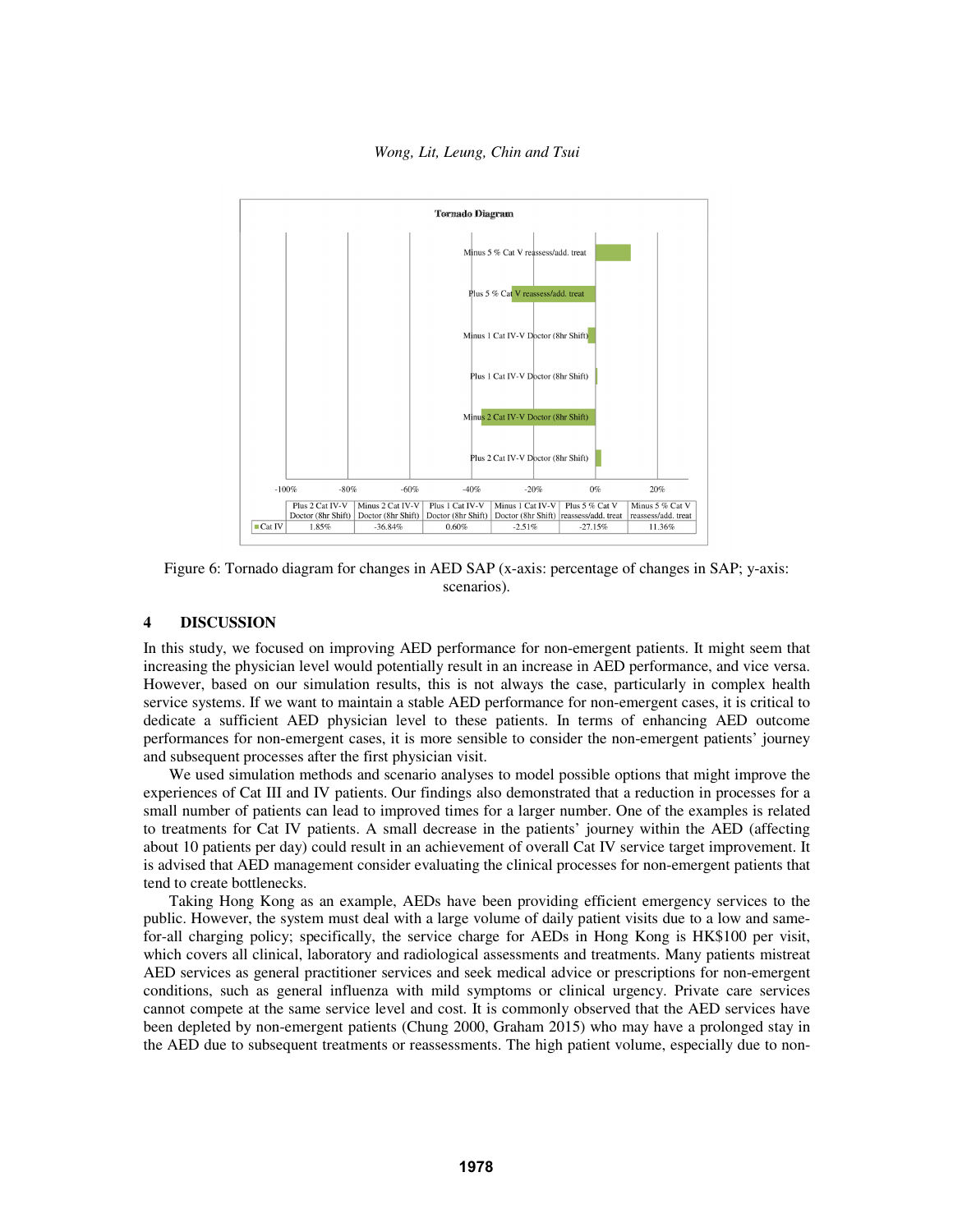Tornado Diagram

Minus 5 % Cat V reassess/add. treat

Plus 5 % Cat V reassess/add. treat

Minus 1 Cat IV-V Doctor (8hr Shift)

Plus 1 Cat IV-V Doctor (8hr Shift)

Minus 2 Cat IV-V Doctor (8hr Shift)

Plus 2 Cat IV-V Doctor (8hr Shift)

-100% -80% -60% -40% -20% 0% 20%

Plus 2 Cat IV-V Doctor (8hr Shift) | Minus 2 Cat IV-V Doctor (8hr Shift) | Plus 1 Cat IV-V Doctor (8hr Shift) | Minus 1 Cat IV-V Doctor (8hr Shift) | Plus 5 % Cat V reassess/add. treat | Minus 5 % Cat V reassess/add. treat

Cat IV 1.85% -36.84% 0.60% -2.51% -27.15% 11.36%

Figure 6: Tornado diagram for changes in AED SAP (x-axis: percentage of changes in SAP; y-axis: scenarios).

## 4 DISCUSSION

In this study, we focused on improving AED performance for non-emergent patients. It might seem that increasing the physician level would potentially result in an increase in AED performance, and vice versa. However, based on our simulation results, this is not always the case, particularly in complex health service systems. If we want to maintain a stable AED performance for non-emergent cases, it is critical to dedicate a sufficient AED physician level to these patients. In terms of enhancing AED outcome performances for non-emergent cases, it is more sensible to consider the non-emergent patients' journey and subsequent processes after the first physician visit.

We used simulation methods and scenario analyses to model possible options that might improve the experiences of Cat III and IV patients. Our findings also demonstrated that a reduction in processes for a small number of patients can lead to improved times for a larger number. One of the examples is related to treatments for Cat IV patients. A small decrease in the patients' journey within the AED (affecting about 10 patients per day) could result in an achievement of overall Cat IV service target improvement. It is advised that AED management consider evaluating the clinical processes for non-emergent patients that tend to create bottlenecks.

Taking Hong Kong as an example, AEDs have been providing efficient emergency services to the public. However, the system must deal with a large volume of daily patient visits due to a low and same-for-all charging policy; specifically, the service charge for AEDs in Hong Kong is HK$100 per visit, which covers all clinical, laboratory and radiological assessments and treatments. Many patients mistreat AED services as general practitioner services and seek medical advice or prescriptions for non-emergent conditions, such as general influenza with mild symptoms or clinical urgency. Private care services cannot compete at the same service level and cost. It is commonly observed that the AED services have been depleted by non-emergent patients (Chung 2000, Graham 2015) who may have a prolonged stay in the AED due to subsequent treatments or reassessments. The high patient volume, especially due to non-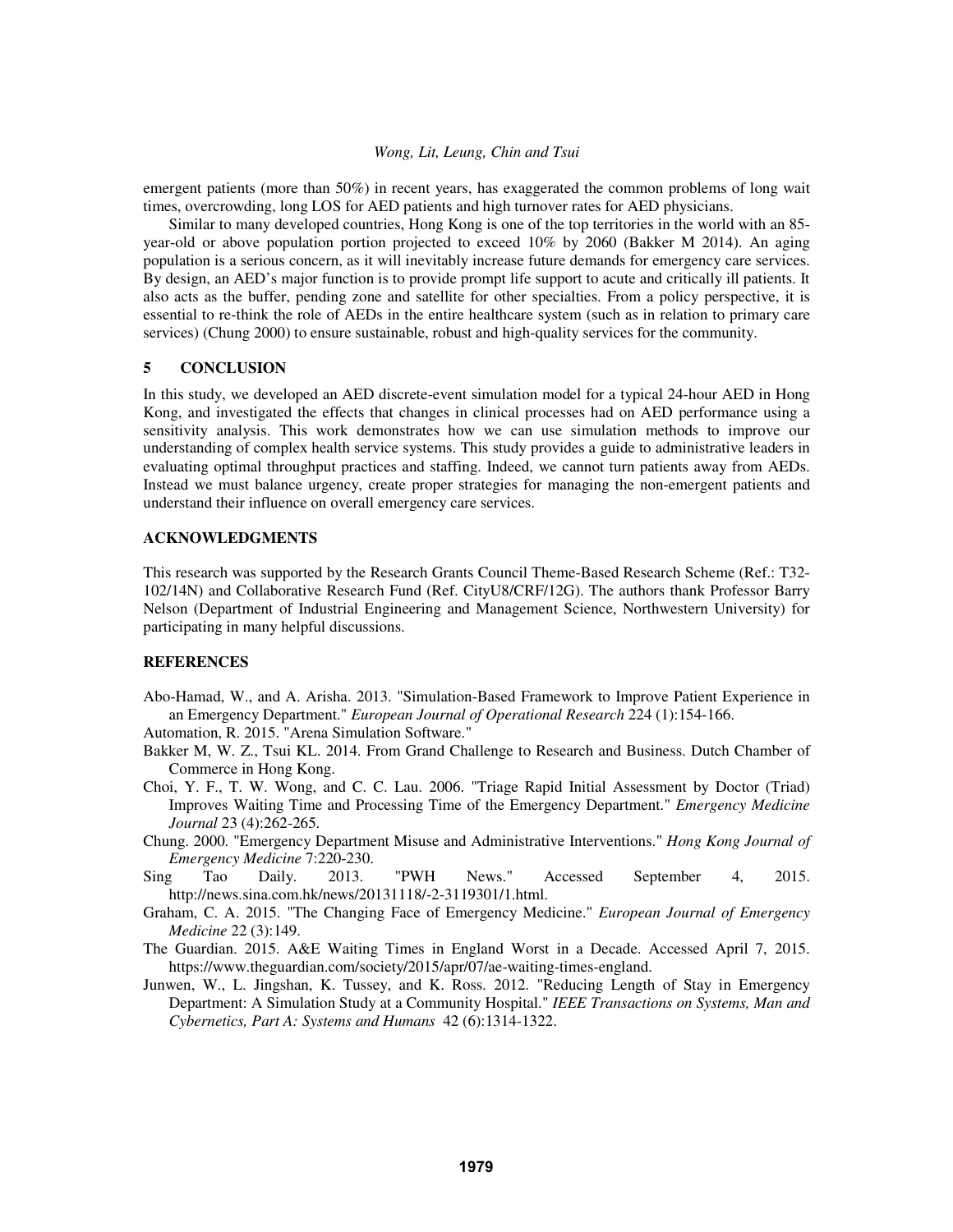emergent patients (more than 50%) in recent years, has exaggerated the common problems of long wait times, overcrowding, long LOS for AED patients and high turnover rates for AED physicians.

Similar to many developed countries, Hong Kong is one of the top territories in the world with an 85-year-old or above population portion projected to exceed 10% by 2060 (Bakker M 2014). An aging population is a serious concern, as it will inevitably increase future demands for emergency care services. By design, an AED's major function is to provide prompt life support to acute and critically ill patients. It also acts as the buffer, pending zone and satellite for other specialties. From a policy perspective, it is essential to re-think the role of AEDs in the entire healthcare system (such as in relation to primary care services) (Chung 2000) to ensure sustainable, robust and high-quality services for the community.

## 5 CONCLUSION

In this study, we developed an AED discrete-event simulation model for a typical 24-hour AED in Hong Kong, and investigated the effects that changes in clinical processes had on AED performance using a sensitivity analysis. This work demonstrates how we can use simulation methods to improve our understanding of complex health service systems. This study provides a guide to administrative leaders in evaluating optimal throughput practices and staffing. Indeed, we cannot turn patients away from AEDs. Instead we must balance urgency, create proper strategies for managing the non-emergent patients and understand their influence on overall emergency care services.

## ACKNOWLEDGMENTS

This research was supported by the Research Grants Council Theme-Based Research Scheme (Ref.: T32-102/14N) and Collaborative Research Fund (Ref. CityU8/CRF/12G). The authors thank Professor Barry Nelson (Department of Industrial Engineering and Management Science, Northwestern University) for participating in many helpful discussions.

## REFERENCES

Abo-Hamad, W., and A. Arisha. 2013. "Simulation-Based Framework to Improve Patient Experience in an Emergency Department." *European Journal of Operational Research* 224 (1):154-166.

Automation, R. 2015. "Arena Simulation Software."

Bakker M, W. Z., Tsui KL. 2014. From Grand Challenge to Research and Business. Dutch Chamber of Commerce in Hong Kong.

Choi, Y. F., T. W. Wong, and C. C. Lau. 2006. "Triage Rapid Initial Assessment by Doctor (Triad) Improves Waiting Time and Processing Time of the Emergency Department." *Emergency Medicine Journal* 23 (4):262-265.

Chung. 2000. "Emergency Department Misuse and Administrative Interventions." *Hong Kong Journal of Emergency Medicine* 7:220-230.

Sing Tao Daily. 2013. "PWH News." Accessed September 4, 2015. http://news.sina.com.hk/news/20131118/-2-3119301/1.html.

Graham, C. A. 2015. "The Changing Face of Emergency Medicine." *European Journal of Emergency Medicine* 22 (3):149.

The Guardian. 2015. A&E Waiting Times in England Worst in a Decade. Accessed April 7, 2015. https://www.theguardian.com/society/2015/apr/07/ae-waiting-times-england.

Junwen, W., L. Jingshan, K. Tussey, and K. Ross. 2012. "Reducing Length of Stay in Emergency Department: A Simulation Study at a Community Hospital." *IEEE Transactions on Systems, Man and Cybernetics, Part A: Systems and Humans* 42 (6):1314-1322.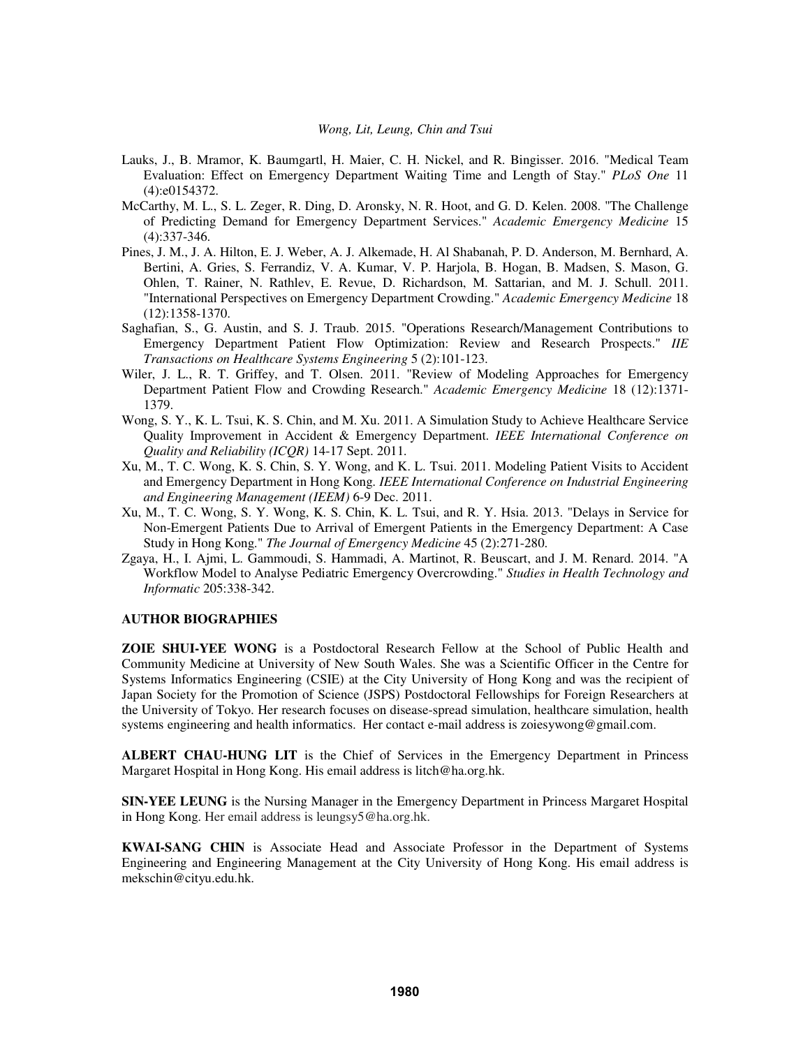Lauks, J., B. Mramor, K. Baumgartl, H. Maier, C. H. Nickel, and R. Bingisser. 2016. "Medical Team Evaluation: Effect on Emergency Department Waiting Time and Length of Stay." *PLoS One* 11 (4):e0154372.

McCarthy, M. L., S. L. Zeger, R. Ding, D. Aronsky, N. R. Hoot, and G. D. Kelen. 2008. "The Challenge of Predicting Demand for Emergency Department Services." *Academic Emergency Medicine* 15 (4):337-346.

Pines, J. M., J. A. Hilton, E. J. Weber, A. J. Alkemade, H. Al Shabanah, P. D. Anderson, M. Bernhard, A. Bertini, A. Gries, S. Ferrandiz, V. A. Kumar, V. P. Harjola, B. Hogan, B. Madsen, S. Mason, G. Ohlen, T. Rainer, N. Rathlev, E. Revue, D. Richardson, M. Sattarian, and M. J. Schull. 2011. "International Perspectives on Emergency Department Crowding." *Academic Emergency Medicine* 18 (12):1358-1370.

Saghafian, S., G. Austin, and S. J. Traub. 2015. "Operations Research/Management Contributions to Emergency Department Patient Flow Optimization: Review and Research Prospects." *IIE Transactions on Healthcare Systems Engineering* 5 (2):101-123.

Wiler, J. L., R. T. Griffey, and T. Olsen. 2011. "Review of Modeling Approaches for Emergency Department Patient Flow and Crowding Research." *Academic Emergency Medicine* 18 (12):1371-1379.

Wong, S. Y., K. L. Tsui, K. S. Chin, and M. Xu. 2011. A Simulation Study to Achieve Healthcare Service Quality Improvement in Accident & Emergency Department. *IEEE International Conference on Quality and Reliability (ICQR)* 14-17 Sept. 2011.

Xu, M., T. C. Wong, K. S. Chin, S. Y. Wong, and K. L. Tsui. 2011. Modeling Patient Visits to Accident and Emergency Department in Hong Kong. *IEEE International Conference on Industrial Engineering and Engineering Management (IEEM)* 6-9 Dec. 2011.

Xu, M., T. C. Wong, S. Y. Wong, K. S. Chin, K. L. Tsui, and R. Y. Hsia. 2013. "Delays in Service for Non-Emergent Patients Due to Arrival of Emergent Patients in the Emergency Department: A Case Study in Hong Kong." *The Journal of Emergency Medicine* 45 (2):271-280.

Zgaya, H., I. Ajmi, L. Gammoudi, S. Hammadi, A. Martinot, R. Beuscart, and J. M. Renard. 2014. "A Workflow Model to Analyse Pediatric Emergency Overcrowding." *Studies in Health Technology and Informatic* 205:338-342.

## AUTHOR BIOGRAPHIES

**ZOIE SHUI-YEE WONG** is a Postdoctoral Research Fellow at the School of Public Health and Community Medicine at University of New South Wales. She was a Scientific Officer in the Centre for Systems Informatics Engineering (CSIE) at the City University of Hong Kong and was the recipient of Japan Society for the Promotion of Science (JSPS) Postdoctoral Fellowships for Foreign Researchers at the University of Tokyo. Her research focuses on disease-spread simulation, healthcare simulation, health systems engineering and health informatics. Her contact e-mail address is zoiesywong@gmail.com.

**ALBERT CHAU-HUNG LIT** is the Chief of Services in the Emergency Department in Princess Margaret Hospital in Hong Kong. His email address is litch@ha.org.hk.

**SIN-YEE LEUNG** is the Nursing Manager in the Emergency Department in Princess Margaret Hospital in Hong Kong. Her email address is leungsy5@ha.org.hk.

**KWAI-SANG CHIN** is Associate Head and Associate Professor in the Department of Systems Engineering and Engineering Management at the City University of Hong Kong. His email address is mekschin@cityu.edu.hk.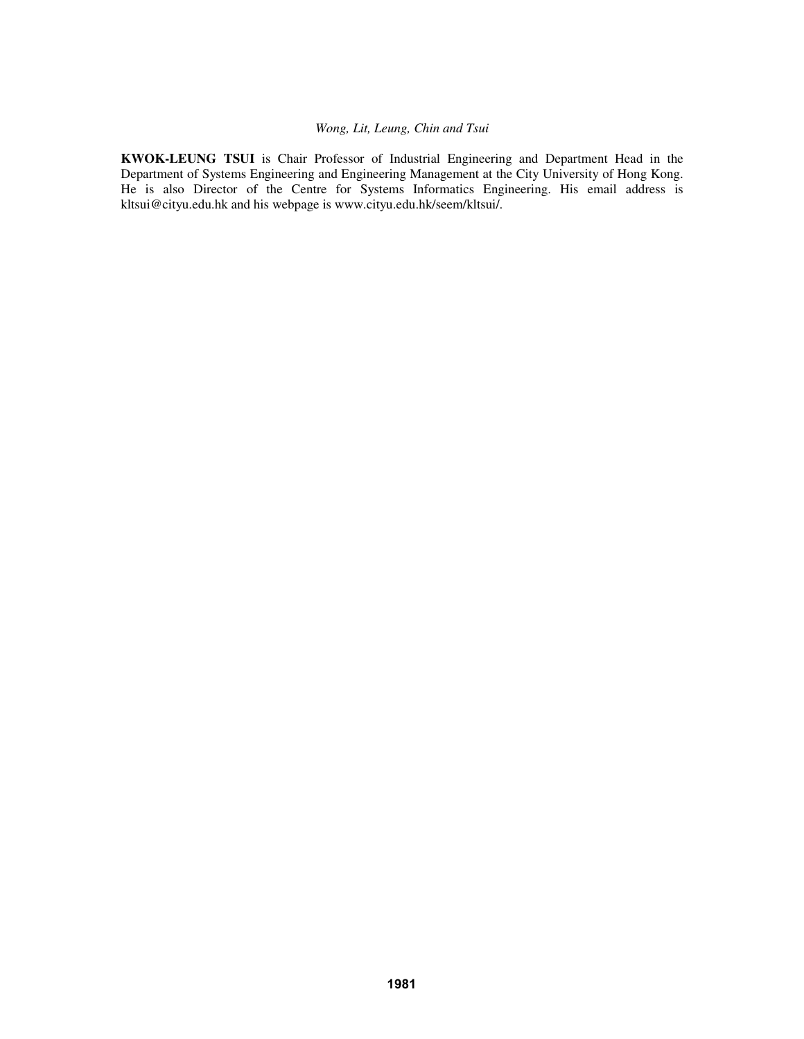**KWOK-LEUNG TSUI** is Chair Professor of Industrial Engineering and Department Head in the Department of Systems Engineering and Engineering Management at the City University of Hong Kong. He is also Director of the Centre for Systems Informatics Engineering. His email address is kltsui@cityu.edu.hk and his webpage is www.cityu.edu.hk/seem/kltsui/.